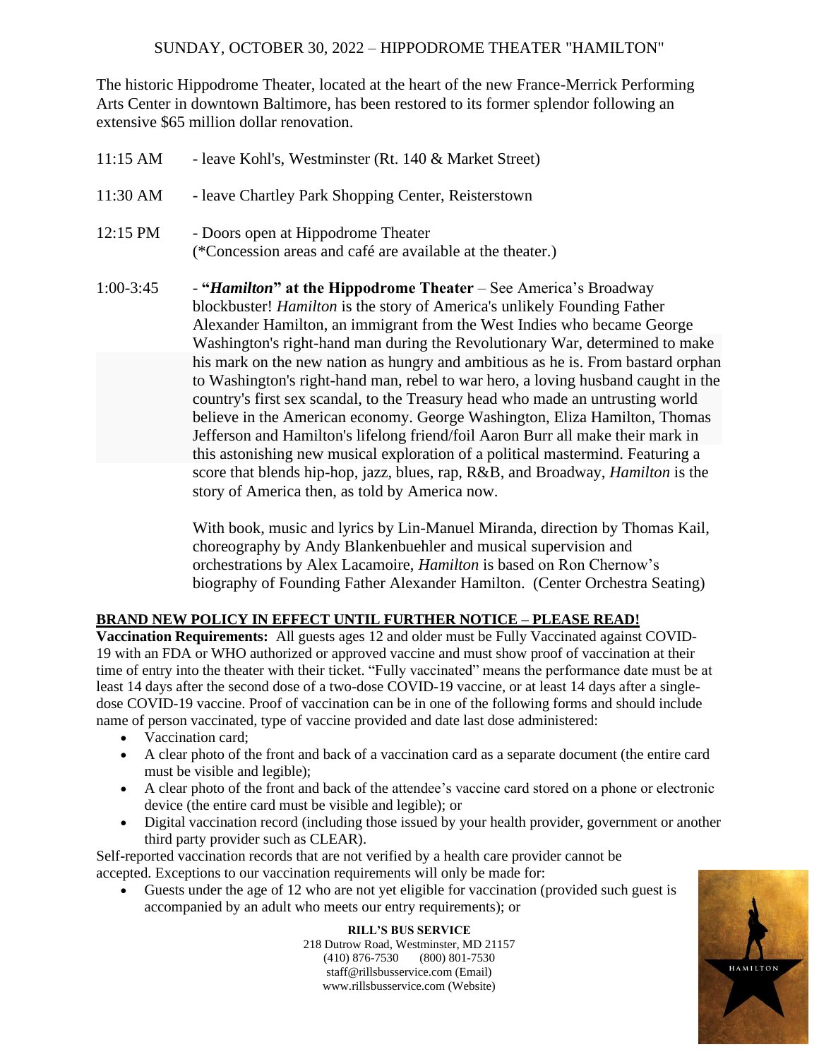# SUNDAY, OCTOBER 30, 2022 – HIPPODROME THEATER "HAMILTON"

The historic Hippodrome Theater, located at the heart of the new France-Merrick Performing Arts Center in downtown Baltimore, has been restored to its former splendor following an extensive $65 million dollar renovation.

11:15 AM - leave Kohl's, Westminster (Rt. 140 & Market Street)

11:30 AM - leave Chartley Park Shopping Center, Reisterstown

12:15 PM - Doors open at Hippodrome Theater
(*Concession areas and café are available at the theater.)

1:00-3:45 - **"*Hamilton*" at the Hippodrome Theater** – See America's Broadway blockbuster! *Hamilton* is the story of America's unlikely Founding Father Alexander Hamilton, an immigrant from the West Indies who became George Washington's right-hand man during the Revolutionary War, determined to make his mark on the new nation as hungry and ambitious as he is. From bastard orphan to Washington's right-hand man, rebel to war hero, a loving husband caught in the country's first sex scandal, to the Treasury head who made an untrusting world believe in the American economy. George Washington, Eliza Hamilton, Thomas Jefferson and Hamilton's lifelong friend/foil Aaron Burr all make their mark in this astonishing new musical exploration of a political mastermind. Featuring a score that blends hip-hop, jazz, blues, rap, R&B, and Broadway, *Hamilton* is the story of America then, as told by America now.

With book, music and lyrics by Lin-Manuel Miranda, direction by Thomas Kail, choreography by Andy Blankenbuehler and musical supervision and orchestrations by Alex Lacamoire, *Hamilton* is based on Ron Chernow's biography of Founding Father Alexander Hamilton. (Center Orchestra Seating)

**BRAND NEW POLICY IN EFFECT UNTIL FURTHER NOTICE – PLEASE READ!**

**Vaccination Requirements:** All guests ages 12 and older must be Fully Vaccinated against COVID-19 with an FDA or WHO authorized or approved vaccine and must show proof of vaccination at their time of entry into the theater with their ticket. "Fully vaccinated" means the performance date must be at least 14 days after the second dose of a two-dose COVID-19 vaccine, or at least 14 days after a single-dose COVID-19 vaccine. Proof of vaccination can be in one of the following forms and should include name of person vaccinated, type of vaccine provided and date last dose administered:

- Vaccination card;
- A clear photo of the front and back of a vaccination card as a separate document (the entire card must be visible and legible);
- A clear photo of the front and back of the attendee's vaccine card stored on a phone or electronic device (the entire card must be visible and legible); or
- Digital vaccination record (including those issued by your health provider, government or another third party provider such as CLEAR).

Self-reported vaccination records that are not verified by a health care provider cannot be accepted. Exceptions to our vaccination requirements will only be made for:

- Guests under the age of 12 who are not yet eligible for vaccination (provided such guest is accompanied by an adult who meets our entry requirements); or

**RILL'S BUS SERVICE**
218 Dutrow Road, Westminster, MD 21157
(410) 876-7530 (800) 801-7530
staff@rillsbusservice.com (Email)
www.rillsbusservice.com (Website)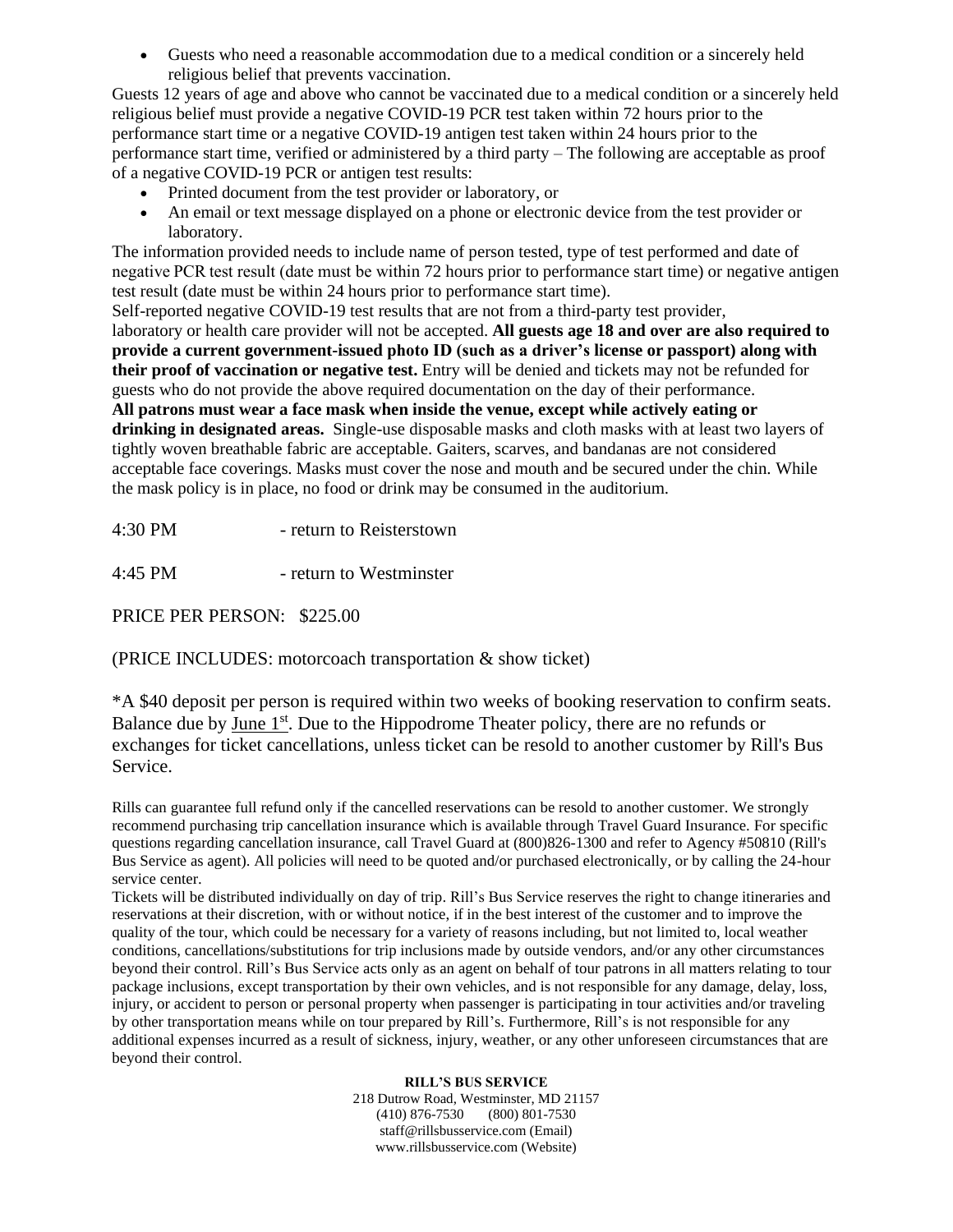- Guests who need a reasonable accommodation due to a medical condition or a sincerely held religious belief that prevents vaccination.

Guests 12 years of age and above who cannot be vaccinated due to a medical condition or a sincerely held religious belief must provide a negative COVID-19 PCR test taken within 72 hours prior to the performance start time or a negative COVID-19 antigen test taken within 24 hours prior to the performance start time, verified or administered by a third party – The following are acceptable as proof of a negative COVID-19 PCR or antigen test results:

- Printed document from the test provider or laboratory, or
- An email or text message displayed on a phone or electronic device from the test provider or laboratory.

The information provided needs to include name of person tested, type of test performed and date of negative PCR test result (date must be within 72 hours prior to performance start time) or negative antigen test result (date must be within 24 hours prior to performance start time).

Self-reported negative COVID-19 test results that are not from a third-party test provider, laboratory or health care provider will not be accepted. **All guests age 18 and over are also required to provide a current government-issued photo ID (such as a driver's license or passport) along with their proof of vaccination or negative test.** Entry will be denied and tickets may not be refunded for guests who do not provide the above required documentation on the day of their performance.

**All patrons must wear a face mask when inside the venue, except while actively eating or drinking in designated areas.** Single-use disposable masks and cloth masks with at least two layers of tightly woven breathable fabric are acceptable. Gaiters, scarves, and bandanas are not considered acceptable face coverings. Masks must cover the nose and mouth and be secured under the chin. While the mask policy is in place, no food or drink may be consumed in the auditorium.

4:30 PM - return to Reisterstown

4:45 PM - return to Westminster

PRICE PER PERSON: $225.00

(PRICE INCLUDES: motorcoach transportation & show ticket)

*A $40 deposit per person is required within two weeks of booking reservation to confirm seats. Balance due by June 1st. Due to the Hippodrome Theater policy, there are no refunds or exchanges for ticket cancellations, unless ticket can be resold to another customer by Rill's Bus Service.

Rills can guarantee full refund only if the cancelled reservations can be resold to another customer. We strongly recommend purchasing trip cancellation insurance which is available through Travel Guard Insurance. For specific questions regarding cancellation insurance, call Travel Guard at (800)826-1300 and refer to Agency #50810 (Rill's Bus Service as agent). All policies will need to be quoted and/or purchased electronically, or by calling the 24-hour service center.

Tickets will be distributed individually on day of trip. Rill's Bus Service reserves the right to change itineraries and reservations at their discretion, with or without notice, if in the best interest of the customer and to improve the quality of the tour, which could be necessary for a variety of reasons including, but not limited to, local weather conditions, cancellations/substitutions for trip inclusions made by outside vendors, and/or any other circumstances beyond their control. Rill's Bus Service acts only as an agent on behalf of tour patrons in all matters relating to tour package inclusions, except transportation by their own vehicles, and is not responsible for any damage, delay, loss, injury, or accident to person or personal property when passenger is participating in tour activities and/or traveling by other transportation means while on tour prepared by Rill's. Furthermore, Rill's is not responsible for any additional expenses incurred as a result of sickness, injury, weather, or any other unforeseen circumstances that are beyond their control.

**RILL'S BUS SERVICE**
218 Dutrow Road, Westminster, MD 21157
(410) 876-7530 (800) 801-7530
staff@rillsbusservice.com (Email)
www.rillsbusservice.com (Website)